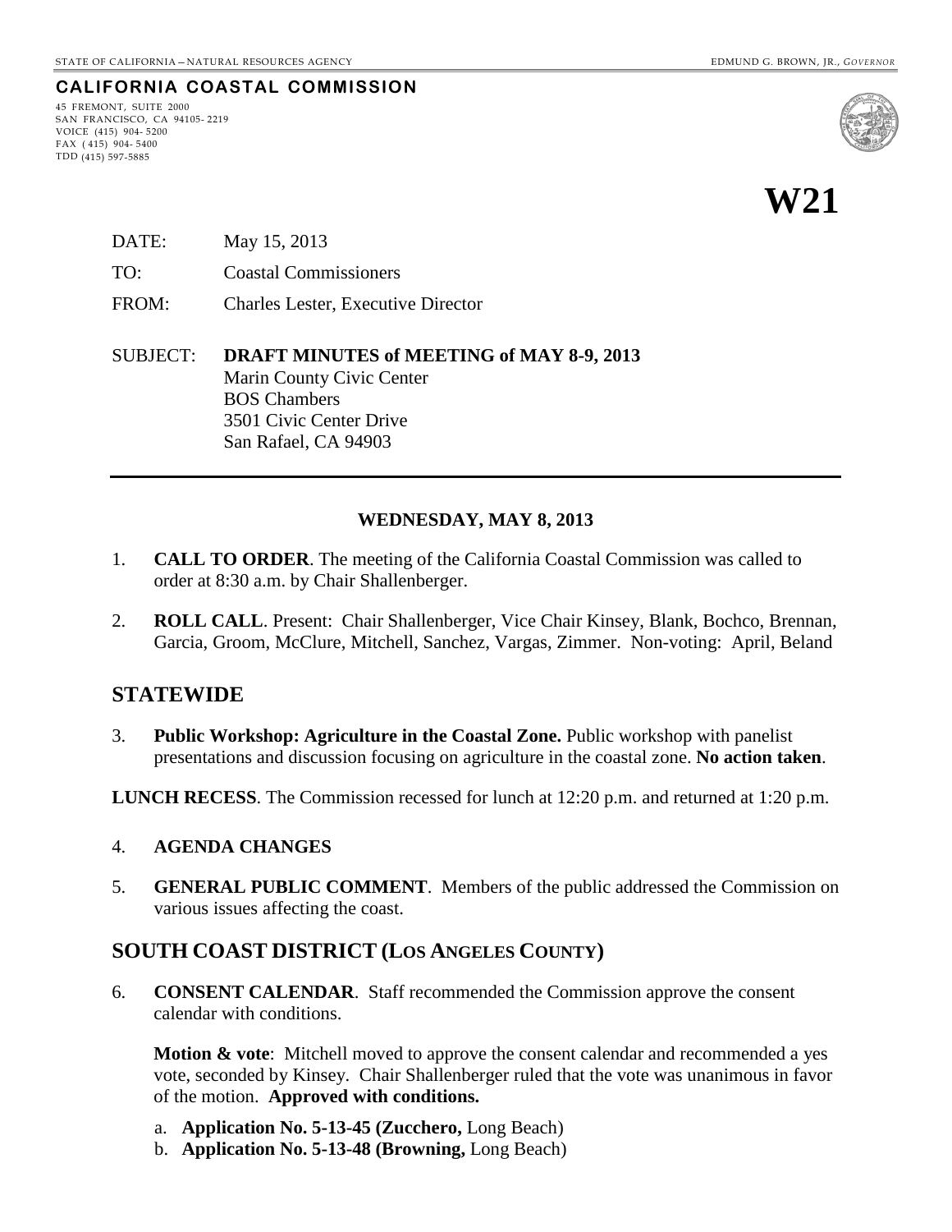STATE OF CALIFORNIA – NATURAL RESOURCES AGENCY EDMUND G. BROWN, JR., *GOVERNOR*

**CALIFORNIA COASTAL COMMISSION**

45 FREMONT, SUITE 2000
SAN FRANCISCO, CA 94105- 2219
VOICE (415) 904- 5200
FAX ( 415) 904- 5400
TDD (415) 597-5885

# W21

DATE: May 15, 2013

TO: Coastal Commissioners

FROM: Charles Lester, Executive Director

SUBJECT: **DRAFT MINUTES of MEETING of MAY 8-9, 2013**
Marin County Civic Center
BOS Chambers
3501 Civic Center Drive
San Rafael, CA 94903

---

### WEDNESDAY, MAY 8, 2013

1. **CALL TO ORDER**. The meeting of the California Coastal Commission was called to order at 8:30 a.m. by Chair Shallenberger.

2. **ROLL CALL**. Present: Chair Shallenberger, Vice Chair Kinsey, Blank, Bochco, Brennan, Garcia, Groom, McClure, Mitchell, Sanchez, Vargas, Zimmer. Non-voting: April, Beland

## STATEWIDE

3. **Public Workshop: Agriculture in the Coastal Zone.** Public workshop with panelist presentations and discussion focusing on agriculture in the coastal zone. **No action taken**.

**LUNCH RECESS**. The Commission recessed for lunch at 12:20 p.m. and returned at 1:20 p.m.

4. **AGENDA CHANGES**

5. **GENERAL PUBLIC COMMENT**. Members of the public addressed the Commission on various issues affecting the coast.

## SOUTH COAST DISTRICT (LOS ANGELES COUNTY)

6. **CONSENT CALENDAR**. Staff recommended the Commission approve the consent calendar with conditions.

   **Motion & vote**: Mitchell moved to approve the consent calendar and recommended a yes vote, seconded by Kinsey. Chair Shallenberger ruled that the vote was unanimous in favor of the motion. **Approved with conditions.**

   a. **Application No. 5-13-45 (Zucchero,** Long Beach)
   b. **Application No. 5-13-48 (Browning,** Long Beach)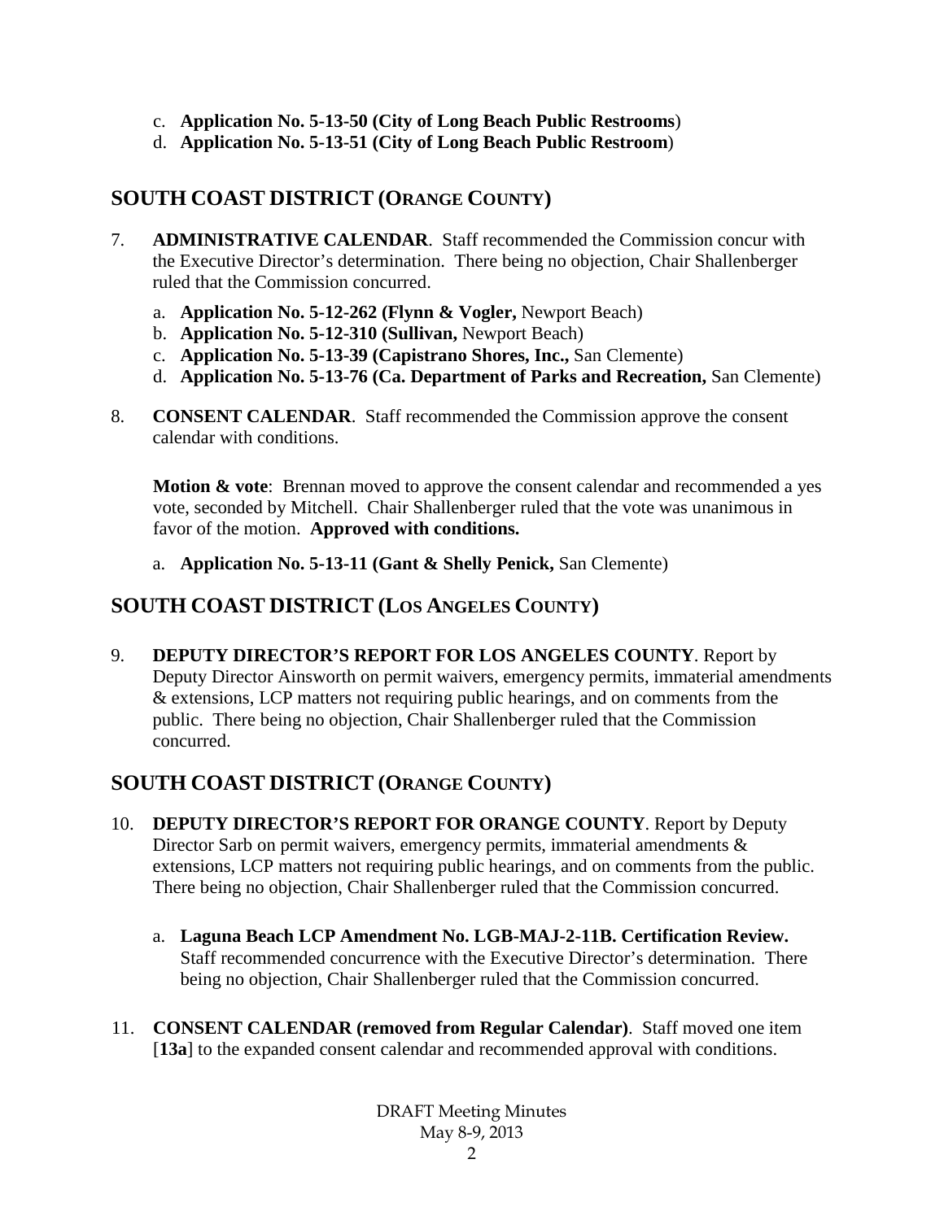c. **Application No. 5-13-50 (City of Long Beach Public Restrooms**)
d. **Application No. 5-13-51 (City of Long Beach Public Restroom**)

## SOUTH COAST DISTRICT (ORANGE COUNTY)

7. **ADMINISTRATIVE CALENDAR**. Staff recommended the Commission concur with the Executive Director's determination. There being no objection, Chair Shallenberger ruled that the Commission concurred.

   a. **Application No. 5-12-262 (Flynn & Vogler,** Newport Beach)
   b. **Application No. 5-12-310 (Sullivan,** Newport Beach)
   c. **Application No. 5-13-39 (Capistrano Shores, Inc.,** San Clemente)
   d. **Application No. 5-13-76 (Ca. Department of Parks and Recreation,** San Clemente)

8. **CONSENT CALENDAR**. Staff recommended the Commission approve the consent calendar with conditions.

   **Motion & vote**: Brennan moved to approve the consent calendar and recommended a yes vote, seconded by Mitchell. Chair Shallenberger ruled that the vote was unanimous in favor of the motion. **Approved with conditions.**

   a. **Application No. 5-13-11 (Gant & Shelly Penick,** San Clemente)

## SOUTH COAST DISTRICT (LOS ANGELES COUNTY)

9. **DEPUTY DIRECTOR'S REPORT FOR LOS ANGELES COUNTY**. Report by Deputy Director Ainsworth on permit waivers, emergency permits, immaterial amendments & extensions, LCP matters not requiring public hearings, and on comments from the public. There being no objection, Chair Shallenberger ruled that the Commission concurred.

## SOUTH COAST DISTRICT (ORANGE COUNTY)

10. **DEPUTY DIRECTOR'S REPORT FOR ORANGE COUNTY**. Report by Deputy Director Sarb on permit waivers, emergency permits, immaterial amendments & extensions, LCP matters not requiring public hearings, and on comments from the public. There being no objection, Chair Shallenberger ruled that the Commission concurred.

    a. **Laguna Beach LCP Amendment No. LGB-MAJ-2-11B. Certification Review.** Staff recommended concurrence with the Executive Director's determination. There being no objection, Chair Shallenberger ruled that the Commission concurred.

11. **CONSENT CALENDAR (removed from Regular Calendar)**. Staff moved one item [**13a**] to the expanded consent calendar and recommended approval with conditions.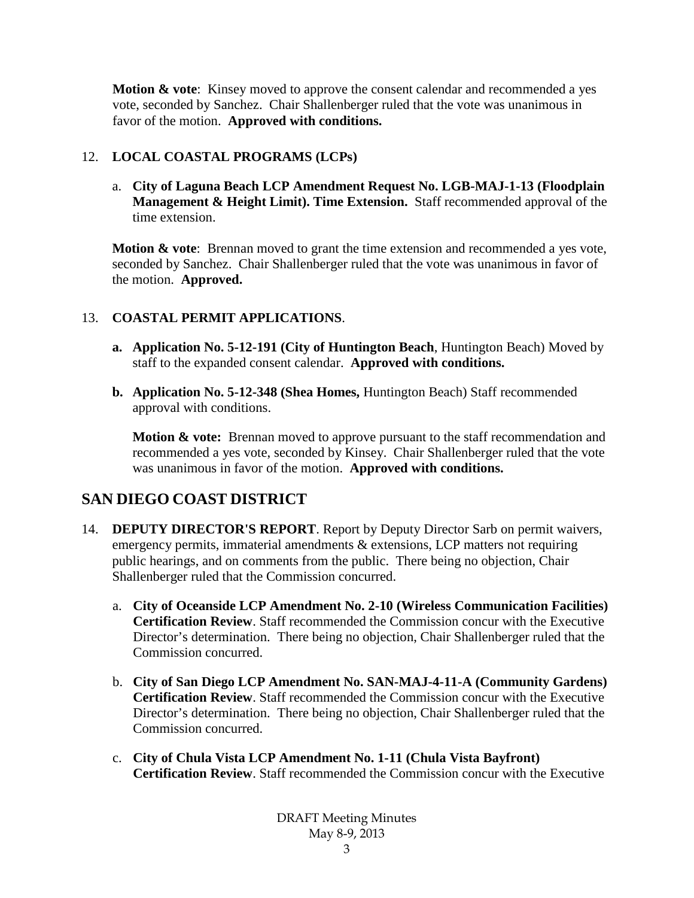**Motion & vote**: Kinsey moved to approve the consent calendar and recommended a yes vote, seconded by Sanchez. Chair Shallenberger ruled that the vote was unanimous in favor of the motion. **Approved with conditions.**

12. **LOCAL COASTAL PROGRAMS (LCPs)**

    a. **City of Laguna Beach LCP Amendment Request No. LGB-MAJ-1-13 (Floodplain Management & Height Limit). Time Extension.** Staff recommended approval of the time extension.

    **Motion & vote**: Brennan moved to grant the time extension and recommended a yes vote, seconded by Sanchez. Chair Shallenberger ruled that the vote was unanimous in favor of the motion. **Approved.**

13. **COASTAL PERMIT APPLICATIONS**.

    **a. Application No. 5-12-191 (City of Huntington Beach**, Huntington Beach) Moved by staff to the expanded consent calendar. **Approved with conditions.**

    **b. Application No. 5-12-348 (Shea Homes,** Huntington Beach) Staff recommended approval with conditions.

    **Motion & vote:** Brennan moved to approve pursuant to the staff recommendation and recommended a yes vote, seconded by Kinsey. Chair Shallenberger ruled that the vote was unanimous in favor of the motion. **Approved with conditions.**

## SAN DIEGO COAST DISTRICT

14. **DEPUTY DIRECTOR'S REPORT**. Report by Deputy Director Sarb on permit waivers, emergency permits, immaterial amendments & extensions, LCP matters not requiring public hearings, and on comments from the public. There being no objection, Chair Shallenberger ruled that the Commission concurred.

    a. **City of Oceanside LCP Amendment No. 2-10 (Wireless Communication Facilities) Certification Review**. Staff recommended the Commission concur with the Executive Director's determination. There being no objection, Chair Shallenberger ruled that the Commission concurred.

    b. **City of San Diego LCP Amendment No. SAN-MAJ-4-11-A (Community Gardens) Certification Review**. Staff recommended the Commission concur with the Executive Director's determination. There being no objection, Chair Shallenberger ruled that the Commission concurred.

    c. **City of Chula Vista LCP Amendment No. 1-11 (Chula Vista Bayfront) Certification Review**. Staff recommended the Commission concur with the Executive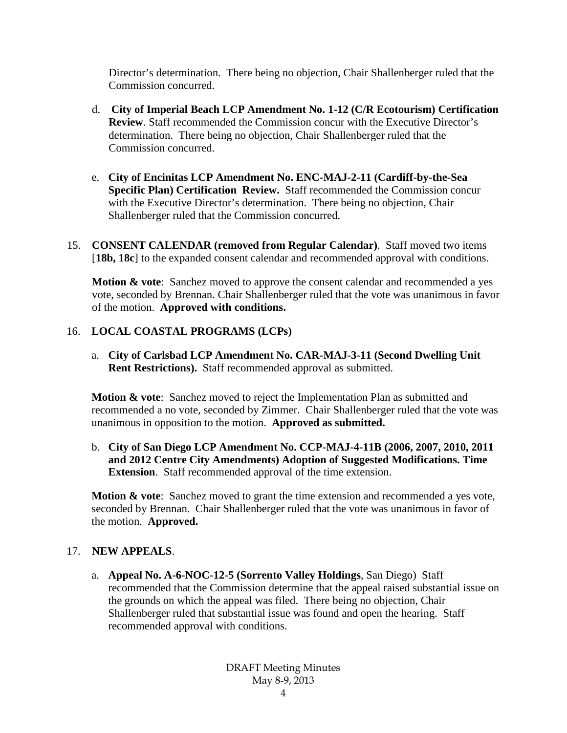Director's determination. There being no objection, Chair Shallenberger ruled that the Commission concurred.

d. **City of Imperial Beach LCP Amendment No. 1-12 (C/R Ecotourism) Certification Review**. Staff recommended the Commission concur with the Executive Director's determination. There being no objection, Chair Shallenberger ruled that the Commission concurred.

e. **City of Encinitas LCP Amendment No. ENC-MAJ-2-11 (Cardiff-by-the-Sea Specific Plan) Certification Review.** Staff recommended the Commission concur with the Executive Director's determination. There being no objection, Chair Shallenberger ruled that the Commission concurred.

15. **CONSENT CALENDAR (removed from Regular Calendar)**. Staff moved two items [**18b, 18c**] to the expanded consent calendar and recommended approval with conditions.

**Motion & vote**: Sanchez moved to approve the consent calendar and recommended a yes vote, seconded by Brennan. Chair Shallenberger ruled that the vote was unanimous in favor of the motion. **Approved with conditions.**

16. **LOCAL COASTAL PROGRAMS (LCPs)**

a. **City of Carlsbad LCP Amendment No. CAR-MAJ-3-11 (Second Dwelling Unit Rent Restrictions).** Staff recommended approval as submitted.

**Motion & vote**: Sanchez moved to reject the Implementation Plan as submitted and recommended a no vote, seconded by Zimmer. Chair Shallenberger ruled that the vote was unanimous in opposition to the motion. **Approved as submitted.**

b. **City of San Diego LCP Amendment No. CCP-MAJ-4-11B (2006, 2007, 2010, 2011 and 2012 Centre City Amendments) Adoption of Suggested Modifications. Time Extension**. Staff recommended approval of the time extension.

**Motion & vote**: Sanchez moved to grant the time extension and recommended a yes vote, seconded by Brennan. Chair Shallenberger ruled that the vote was unanimous in favor of the motion. **Approved.**

17. **NEW APPEALS**.

a. **Appeal No. A-6-NOC-12-5 (Sorrento Valley Holdings**, San Diego) Staff recommended that the Commission determine that the appeal raised substantial issue on the grounds on which the appeal was filed. There being no objection, Chair Shallenberger ruled that substantial issue was found and open the hearing. Staff recommended approval with conditions.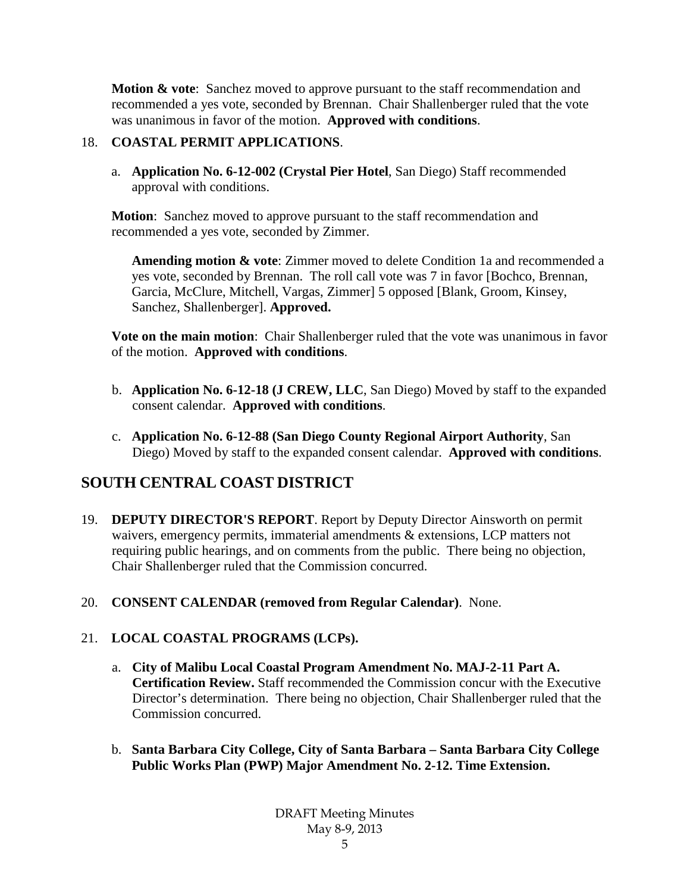**Motion & vote**: Sanchez moved to approve pursuant to the staff recommendation and recommended a yes vote, seconded by Brennan. Chair Shallenberger ruled that the vote was unanimous in favor of the motion. **Approved with conditions**.

18. **COASTAL PERMIT APPLICATIONS**.

   a. **Application No. 6-12-002 (Crystal Pier Hotel**, San Diego) Staff recommended approval with conditions.

   **Motion**: Sanchez moved to approve pursuant to the staff recommendation and recommended a yes vote, seconded by Zimmer.

   **Amending motion & vote**: Zimmer moved to delete Condition 1a and recommended a yes vote, seconded by Brennan. The roll call vote was 7 in favor [Bochco, Brennan, Garcia, McClure, Mitchell, Vargas, Zimmer] 5 opposed [Blank, Groom, Kinsey, Sanchez, Shallenberger]. **Approved.**

   **Vote on the main motion**: Chair Shallenberger ruled that the vote was unanimous in favor of the motion. **Approved with conditions**.

   b. **Application No. 6-12-18 (J CREW, LLC**, San Diego) Moved by staff to the expanded consent calendar. **Approved with conditions**.

   c. **Application No. 6-12-88 (San Diego County Regional Airport Authority**, San Diego) Moved by staff to the expanded consent calendar. **Approved with conditions**.

## SOUTH CENTRAL COAST DISTRICT

19. **DEPUTY DIRECTOR'S REPORT**. Report by Deputy Director Ainsworth on permit waivers, emergency permits, immaterial amendments & extensions, LCP matters not requiring public hearings, and on comments from the public. There being no objection, Chair Shallenberger ruled that the Commission concurred.

20. **CONSENT CALENDAR (removed from Regular Calendar)**. None.

21. **LOCAL COASTAL PROGRAMS (LCPs).**

   a. **City of Malibu Local Coastal Program Amendment No. MAJ-2-11 Part A. Certification Review.** Staff recommended the Commission concur with the Executive Director's determination. There being no objection, Chair Shallenberger ruled that the Commission concurred.

   b. **Santa Barbara City College, City of Santa Barbara – Santa Barbara City College Public Works Plan (PWP) Major Amendment No. 2-12. Time Extension.**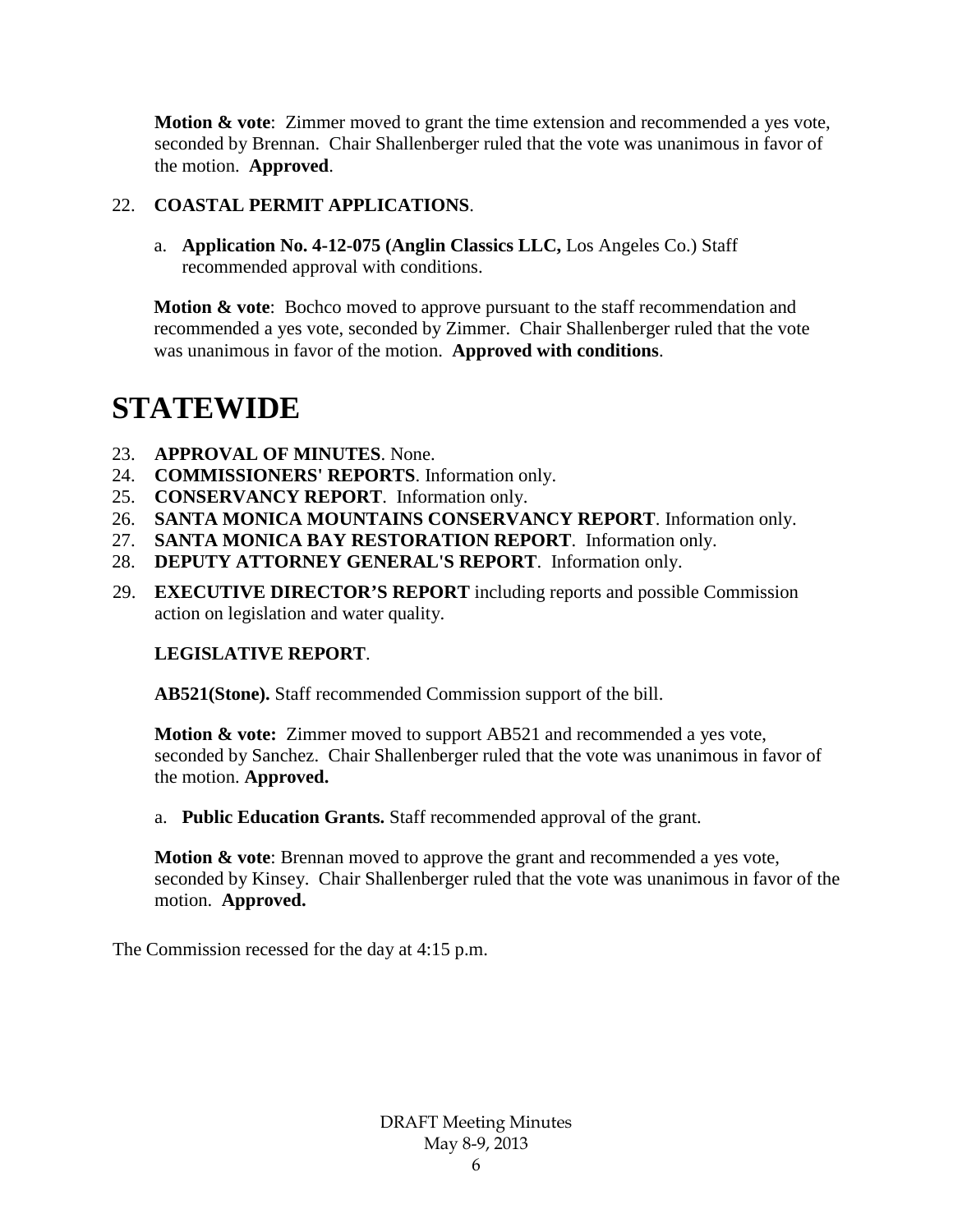**Motion & vote**: Zimmer moved to grant the time extension and recommended a yes vote, seconded by Brennan. Chair Shallenberger ruled that the vote was unanimous in favor of the motion. **Approved**.

22. **COASTAL PERMIT APPLICATIONS**.

    a. **Application No. 4-12-075 (Anglin Classics LLC,** Los Angeles Co.) Staff recommended approval with conditions.

    **Motion & vote**: Bochco moved to approve pursuant to the staff recommendation and recommended a yes vote, seconded by Zimmer. Chair Shallenberger ruled that the vote was unanimous in favor of the motion. **Approved with conditions**.

# STATEWIDE

23. **APPROVAL OF MINUTES**. None.
24. **COMMISSIONERS' REPORTS**. Information only.
25. **CONSERVANCY REPORT**. Information only.
26. **SANTA MONICA MOUNTAINS CONSERVANCY REPORT**. Information only.
27. **SANTA MONICA BAY RESTORATION REPORT**. Information only.
28. **DEPUTY ATTORNEY GENERAL'S REPORT**. Information only.
29. **EXECUTIVE DIRECTOR'S REPORT** including reports and possible Commission action on legislation and water quality.

    **LEGISLATIVE REPORT**.

    **AB521(Stone).** Staff recommended Commission support of the bill.

    **Motion & vote:** Zimmer moved to support AB521 and recommended a yes vote, seconded by Sanchez. Chair Shallenberger ruled that the vote was unanimous in favor of the motion. **Approved.**

    a. **Public Education Grants.** Staff recommended approval of the grant.

    **Motion & vote**: Brennan moved to approve the grant and recommended a yes vote, seconded by Kinsey. Chair Shallenberger ruled that the vote was unanimous in favor of the motion. **Approved.**

The Commission recessed for the day at 4:15 p.m.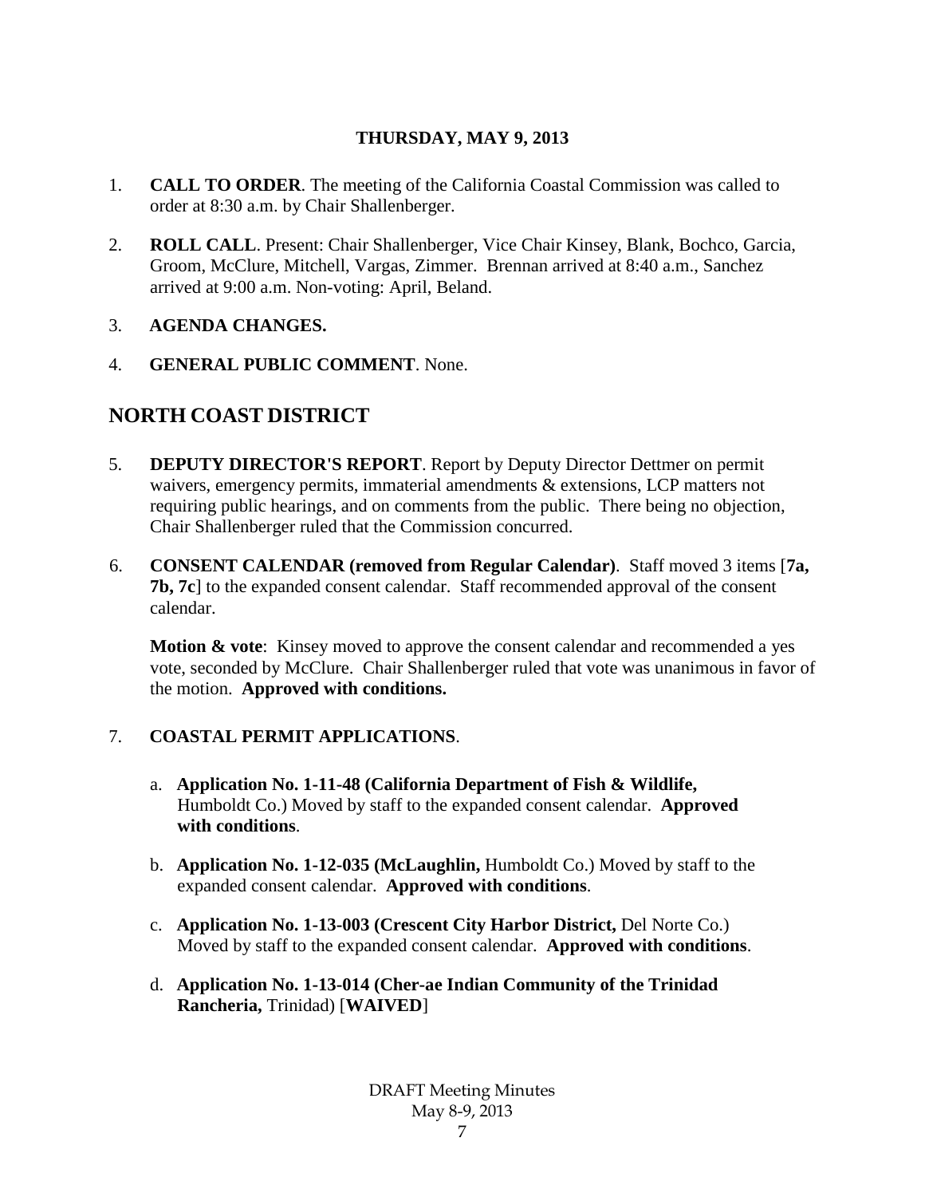**THURSDAY, MAY 9, 2013**

1. **CALL TO ORDER**. The meeting of the California Coastal Commission was called to order at 8:30 a.m. by Chair Shallenberger.

2. **ROLL CALL**. Present: Chair Shallenberger, Vice Chair Kinsey, Blank, Bochco, Garcia, Groom, McClure, Mitchell, Vargas, Zimmer. Brennan arrived at 8:40 a.m., Sanchez arrived at 9:00 a.m. Non-voting: April, Beland.

3. **AGENDA CHANGES.**

4. **GENERAL PUBLIC COMMENT**. None.

## NORTH COAST DISTRICT

5. **DEPUTY DIRECTOR'S REPORT**. Report by Deputy Director Dettmer on permit waivers, emergency permits, immaterial amendments & extensions, LCP matters not requiring public hearings, and on comments from the public. There being no objection, Chair Shallenberger ruled that the Commission concurred.

6. **CONSENT CALENDAR (removed from Regular Calendar)**. Staff moved 3 items [**7a, 7b, 7c**] to the expanded consent calendar. Staff recommended approval of the consent calendar.

   **Motion & vote**: Kinsey moved to approve the consent calendar and recommended a yes vote, seconded by McClure. Chair Shallenberger ruled that vote was unanimous in favor of the motion. **Approved with conditions.**

7. **COASTAL PERMIT APPLICATIONS**.

   a. **Application No. 1-11-48 (California Department of Fish & Wildlife,** Humboldt Co.) Moved by staff to the expanded consent calendar. **Approved with conditions**.

   b. **Application No. 1-12-035 (McLaughlin,** Humboldt Co.) Moved by staff to the expanded consent calendar. **Approved with conditions**.

   c. **Application No. 1-13-003 (Crescent City Harbor District,** Del Norte Co.) Moved by staff to the expanded consent calendar. **Approved with conditions**.

   d. **Application No. 1-13-014 (Cher-ae Indian Community of the Trinidad Rancheria,** Trinidad) [**WAIVED**]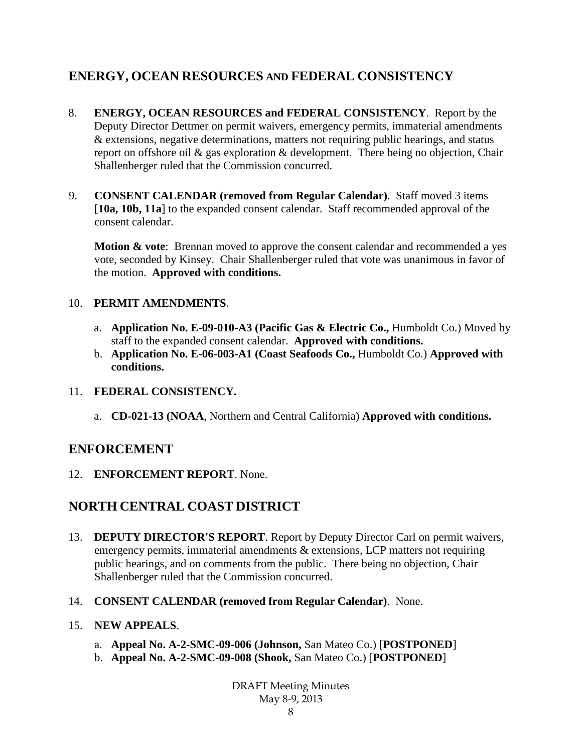## ENERGY, OCEAN RESOURCES AND FEDERAL CONSISTENCY

8. **ENERGY, OCEAN RESOURCES and FEDERAL CONSISTENCY**. Report by the Deputy Director Dettmer on permit waivers, emergency permits, immaterial amendments & extensions, negative determinations, matters not requiring public hearings, and status report on offshore oil & gas exploration & development. There being no objection, Chair Shallenberger ruled that the Commission concurred.

9. **CONSENT CALENDAR (removed from Regular Calendar)**. Staff moved 3 items [**10a, 10b, 11a**] to the expanded consent calendar. Staff recommended approval of the consent calendar.

   **Motion & vote**: Brennan moved to approve the consent calendar and recommended a yes vote, seconded by Kinsey. Chair Shallenberger ruled that vote was unanimous in favor of the motion. **Approved with conditions.**

10. **PERMIT AMENDMENTS**.

    a. **Application No. E-09-010-A3 (Pacific Gas & Electric Co.,** Humboldt Co.) Moved by staff to the expanded consent calendar. **Approved with conditions.**
    b. **Application No. E-06-003-A1 (Coast Seafoods Co.,** Humboldt Co.) **Approved with conditions.**

11. **FEDERAL CONSISTENCY.**

    a. **CD-021-13 (NOAA**, Northern and Central California) **Approved with conditions.**

## ENFORCEMENT

12. **ENFORCEMENT REPORT**. None.

## NORTH CENTRAL COAST DISTRICT

13. **DEPUTY DIRECTOR'S REPORT**. Report by Deputy Director Carl on permit waivers, emergency permits, immaterial amendments & extensions, LCP matters not requiring public hearings, and on comments from the public. There being no objection, Chair Shallenberger ruled that the Commission concurred.

14. **CONSENT CALENDAR (removed from Regular Calendar)**. None.

15. **NEW APPEALS**.

    a. **Appeal No. A-2-SMC-09-006 (Johnson,** San Mateo Co.) [**POSTPONED**]
    b. **Appeal No. A-2-SMC-09-008 (Shook,** San Mateo Co.) [**POSTPONED**]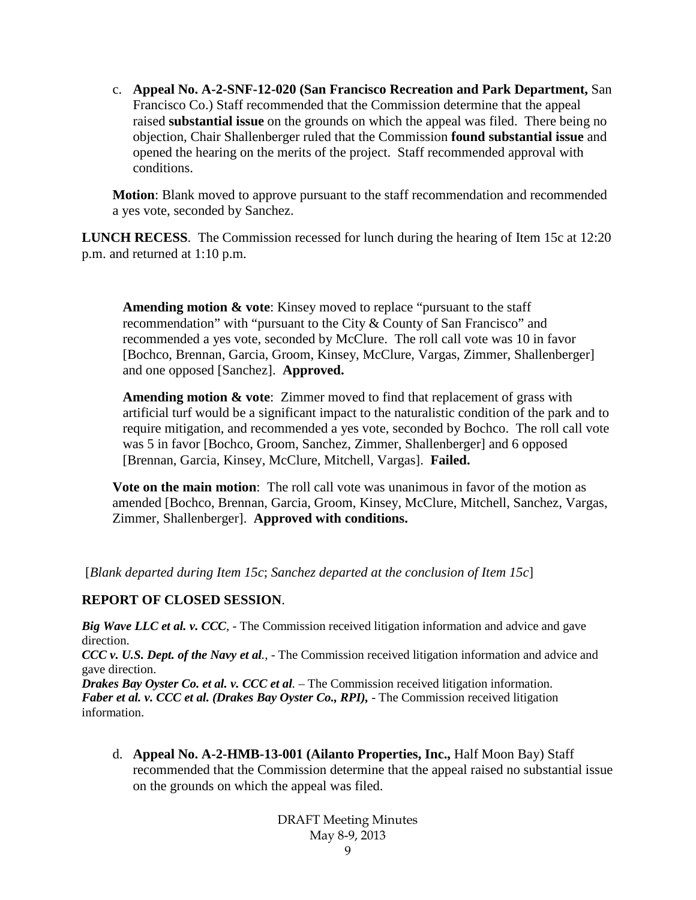c. **Appeal No. A-2-SNF-12-020 (San Francisco Recreation and Park Department,** San Francisco Co.) Staff recommended that the Commission determine that the appeal raised **substantial issue** on the grounds on which the appeal was filed. There being no objection, Chair Shallenberger ruled that the Commission **found substantial issue** and opened the hearing on the merits of the project. Staff recommended approval with conditions.

**Motion**: Blank moved to approve pursuant to the staff recommendation and recommended a yes vote, seconded by Sanchez.

**LUNCH RECESS**. The Commission recessed for lunch during the hearing of Item 15c at 12:20 p.m. and returned at 1:10 p.m.

**Amending motion & vote**: Kinsey moved to replace "pursuant to the staff recommendation" with "pursuant to the City & County of San Francisco" and recommended a yes vote, seconded by McClure. The roll call vote was 10 in favor [Bochco, Brennan, Garcia, Groom, Kinsey, McClure, Vargas, Zimmer, Shallenberger] and one opposed [Sanchez]. **Approved.**

**Amending motion & vote**: Zimmer moved to find that replacement of grass with artificial turf would be a significant impact to the naturalistic condition of the park and to require mitigation, and recommended a yes vote, seconded by Bochco. The roll call vote was 5 in favor [Bochco, Groom, Sanchez, Zimmer, Shallenberger] and 6 opposed [Brennan, Garcia, Kinsey, McClure, Mitchell, Vargas]. **Failed.**

**Vote on the main motion**: The roll call vote was unanimous in favor of the motion as amended [Bochco, Brennan, Garcia, Groom, Kinsey, McClure, Mitchell, Sanchez, Vargas, Zimmer, Shallenberger]. **Approved with conditions.**

[*Blank departed during Item 15c*; *Sanchez departed at the conclusion of Item 15c*]

**REPORT OF CLOSED SESSION**.

***Big Wave LLC et al. v. CCC***, - The Commission received litigation information and advice and gave direction.
***CCC v. U.S. Dept. of the Navy et al.***, - The Commission received litigation information and advice and gave direction.
***Drakes Bay Oyster Co. et al. v. CCC et al***. – The Commission received litigation information.
***Faber et al. v. CCC et al. (Drakes Bay Oyster Co., RPI),*** - The Commission received litigation information.

d. **Appeal No. A-2-HMB-13-001 (Ailanto Properties, Inc.,** Half Moon Bay) Staff recommended that the Commission determine that the appeal raised no substantial issue on the grounds on which the appeal was filed.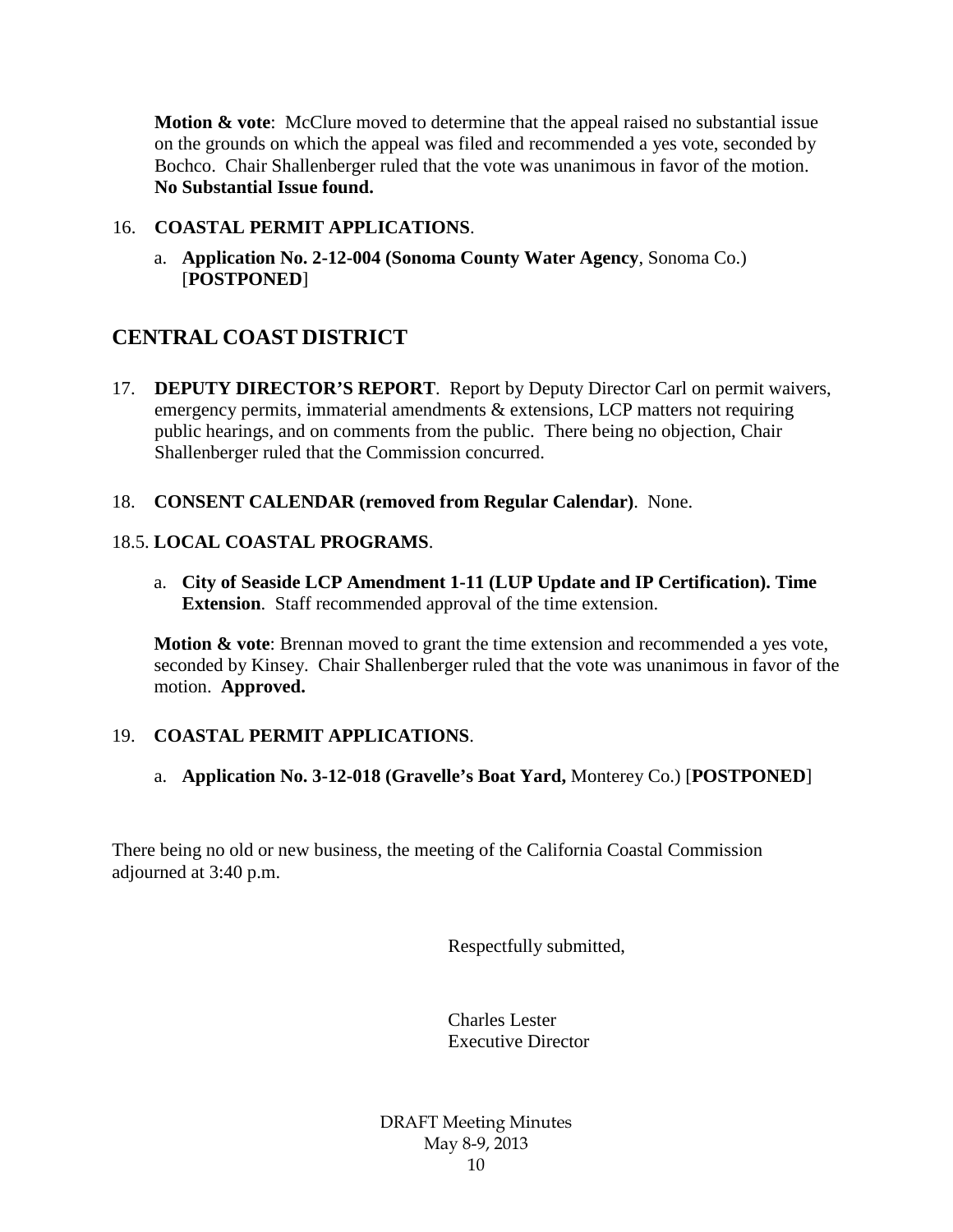**Motion & vote**: McClure moved to determine that the appeal raised no substantial issue on the grounds on which the appeal was filed and recommended a yes vote, seconded by Bochco. Chair Shallenberger ruled that the vote was unanimous in favor of the motion. **No Substantial Issue found.**

16. **COASTAL PERMIT APPLICATIONS**.

    a. **Application No. 2-12-004 (Sonoma County Water Agency**, Sonoma Co.) [**POSTPONED**]

## CENTRAL COAST DISTRICT

17. **DEPUTY DIRECTOR'S REPORT**. Report by Deputy Director Carl on permit waivers, emergency permits, immaterial amendments & extensions, LCP matters not requiring public hearings, and on comments from the public. There being no objection, Chair Shallenberger ruled that the Commission concurred.

18. **CONSENT CALENDAR (removed from Regular Calendar)**. None.

18.5. **LOCAL COASTAL PROGRAMS**.

    a. **City of Seaside LCP Amendment 1-11 (LUP Update and IP Certification). Time Extension**. Staff recommended approval of the time extension.

**Motion & vote**: Brennan moved to grant the time extension and recommended a yes vote, seconded by Kinsey. Chair Shallenberger ruled that the vote was unanimous in favor of the motion. **Approved.**

19. **COASTAL PERMIT APPLICATIONS**.

    a. **Application No. 3-12-018 (Gravelle's Boat Yard,** Monterey Co.) [**POSTPONED**]

There being no old or new business, the meeting of the California Coastal Commission adjourned at 3:40 p.m.

Respectfully submitted,

Charles Lester
Executive Director